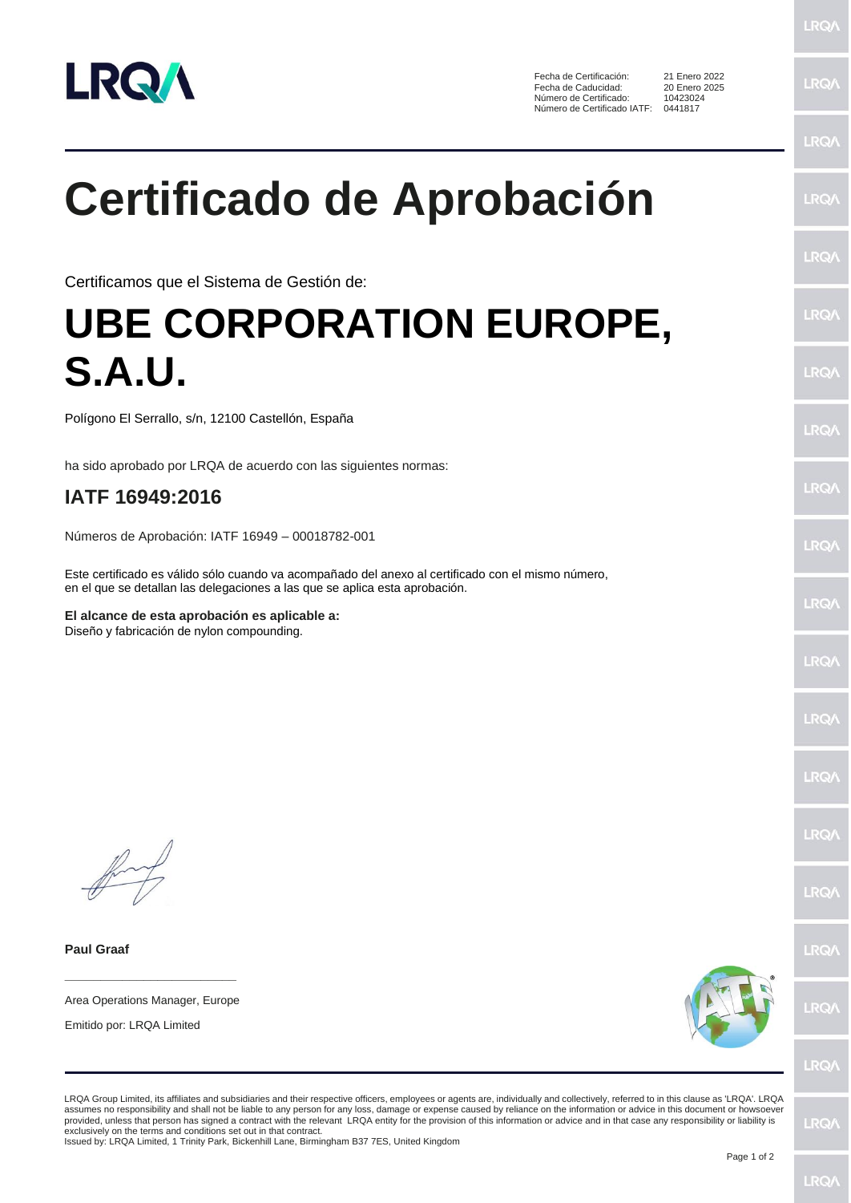| | |
|---|---|
| Fecha de Certificación: | 21 Enero 2022 |
| Fecha de Caducidad: | 20 Enero 2025 |
| Número de Certificado: | 10423024 |
| Número de Certificado IATF: | 0441817 |

# Certificado de Aprobación

Certificamos que el Sistema de Gestión de:

# UBE CORPORATION EUROPE, S.A.U.

Polígono El Serrallo, s/n, 12100 Castellón, España

ha sido aprobado por LRQA de acuerdo con las siguientes normas:

## IATF 16949:2016

Números de Aprobación: IATF 16949 – 00018782-001

Este certificado es válido sólo cuando va acompañado del anexo al certificado con el mismo número, en el que se detallan las delegaciones a las que se aplica esta aprobación.

**El alcance de esta aprobación es aplicable a:**
Diseño y fabricación de nylon compounding.

**Paul Graaf**

Area Operations Manager, Europe

Emitido por: LRQA Limited

LRQA Group Limited, its affiliates and subsidiaries and their respective officers, employees or agents are, individually and collectively, referred to in this clause as 'LRQA'. LRQA assumes no responsibility and shall not be liable to any person for any loss, damage or expense caused by reliance on the information or advice in this document or howsoever provided, unless that person has signed a contract with the relevant LRQA entity for the provision of this information or advice and in that case any responsibility or liability is exclusively on the terms and conditions set out in that contract.
Issued by: LRQA Limited, 1 Trinity Park, Bickenhill Lane, Birmingham B37 7ES, United Kingdom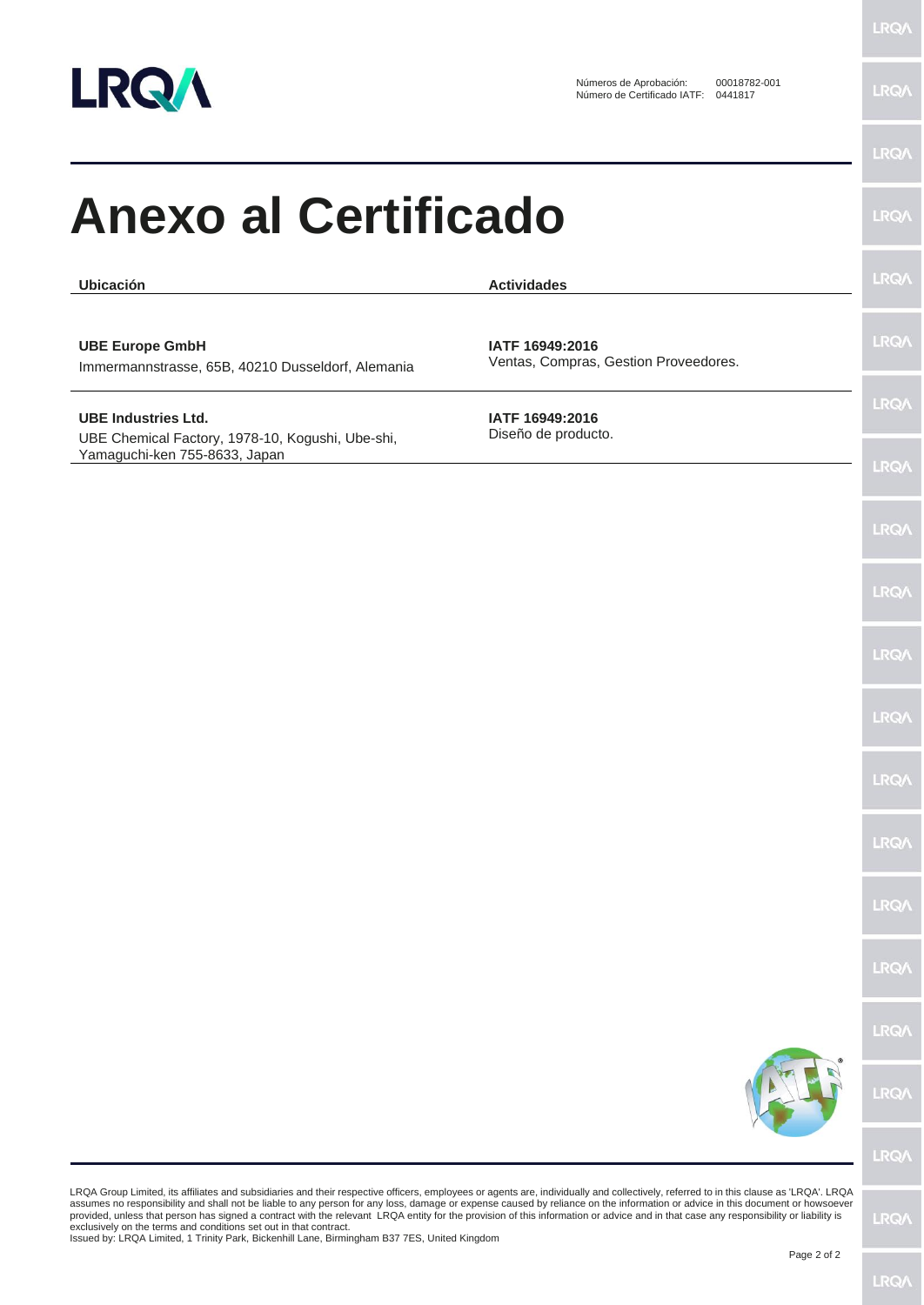Números de Aprobación: 00018782-001
Número de Certificado IATF: 0441817

# Anexo al Certificado

| Ubicación | Actividades |
|---|---|
| **UBE Europe GmbH**<br>Immermannstrasse, 65B, 40210 Dusseldorf, Alemania | **IATF 16949:2016**<br>Ventas, Compras, Gestion Proveedores. |
| **UBE Industries Ltd.**<br>UBE Chemical Factory, 1978-10, Kogushi, Ube-shi, Yamaguchi-ken 755-8633, Japan | **IATF 16949:2016**<br>Diseño de producto. |

LRQA Group Limited, its affiliates and subsidiaries and their respective officers, employees or agents are, individually and collectively, referred to in this clause as 'LRQA'. LRQA assumes no responsibility and shall not be liable to any person for any loss, damage or expense caused by reliance on the information or advice in this document or howsoever provided, unless that person has signed a contract with the relevant LRQA entity for the provision of this information or advice and in that case any responsibility or liability is exclusively on the terms and conditions set out in that contract.
Issued by: LRQA Limited, 1 Trinity Park, Bickenhill Lane, Birmingham B37 7ES, United Kingdom